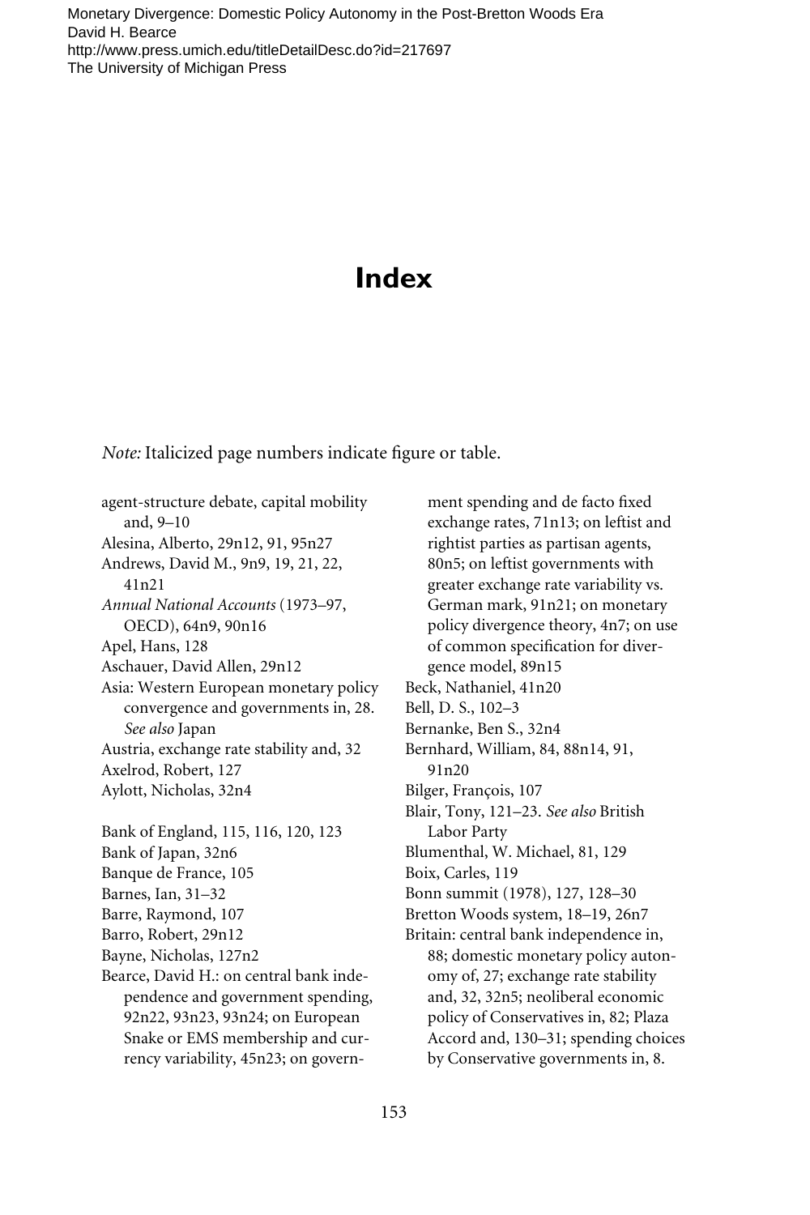# Index

*Note:* Italicized page numbers indicate figure or table.

agent-structure debate, capital mobility and, 9–10
Alesina, Alberto, 29n12, 91, 95n27
Andrews, David M., 9n9, 19, 21, 22, 41n21
*Annual National Accounts* (1973–97, OECD), 64n9, 90n16
Apel, Hans, 128
Aschauer, David Allen, 29n12
Asia: Western European monetary policy convergence and governments in, 28. *See also* Japan
Austria, exchange rate stability and, 32
Axelrod, Robert, 127
Aylott, Nicholas, 32n4

Bank of England, 115, 116, 120, 123
Bank of Japan, 32n6
Banque de France, 105
Barnes, Ian, 31–32
Barre, Raymond, 107
Barro, Robert, 29n12
Bayne, Nicholas, 127n2
Bearce, David H.: on central bank independence and government spending, 92n22, 93n23, 93n24; on European Snake or EMS membership and currency variability, 45n23; on government spending and de facto fixed exchange rates, 71n13; on leftist and rightist parties as partisan agents, 80n5; on leftist governments with greater exchange rate variability vs. German mark, 91n21; on monetary policy divergence theory, 4n7; on use of common specification for divergence model, 89n15
Beck, Nathaniel, 41n20
Bell, D. S., 102–3
Bernanke, Ben S., 32n4
Bernhard, William, 84, 88n14, 91, 91n20
Bilger, François, 107
Blair, Tony, 121–23. *See also* British Labor Party
Blumenthal, W. Michael, 81, 129
Boix, Carles, 119
Bonn summit (1978), 127, 128–30
Bretton Woods system, 18–19, 26n7
Britain: central bank independence in, 88; domestic monetary policy autonomy of, 27; exchange rate stability and, 32, 32n5; neoliberal economic policy of Conservatives in, 82; Plaza Accord and, 130–31; spending choices by Conservative governments in, 8.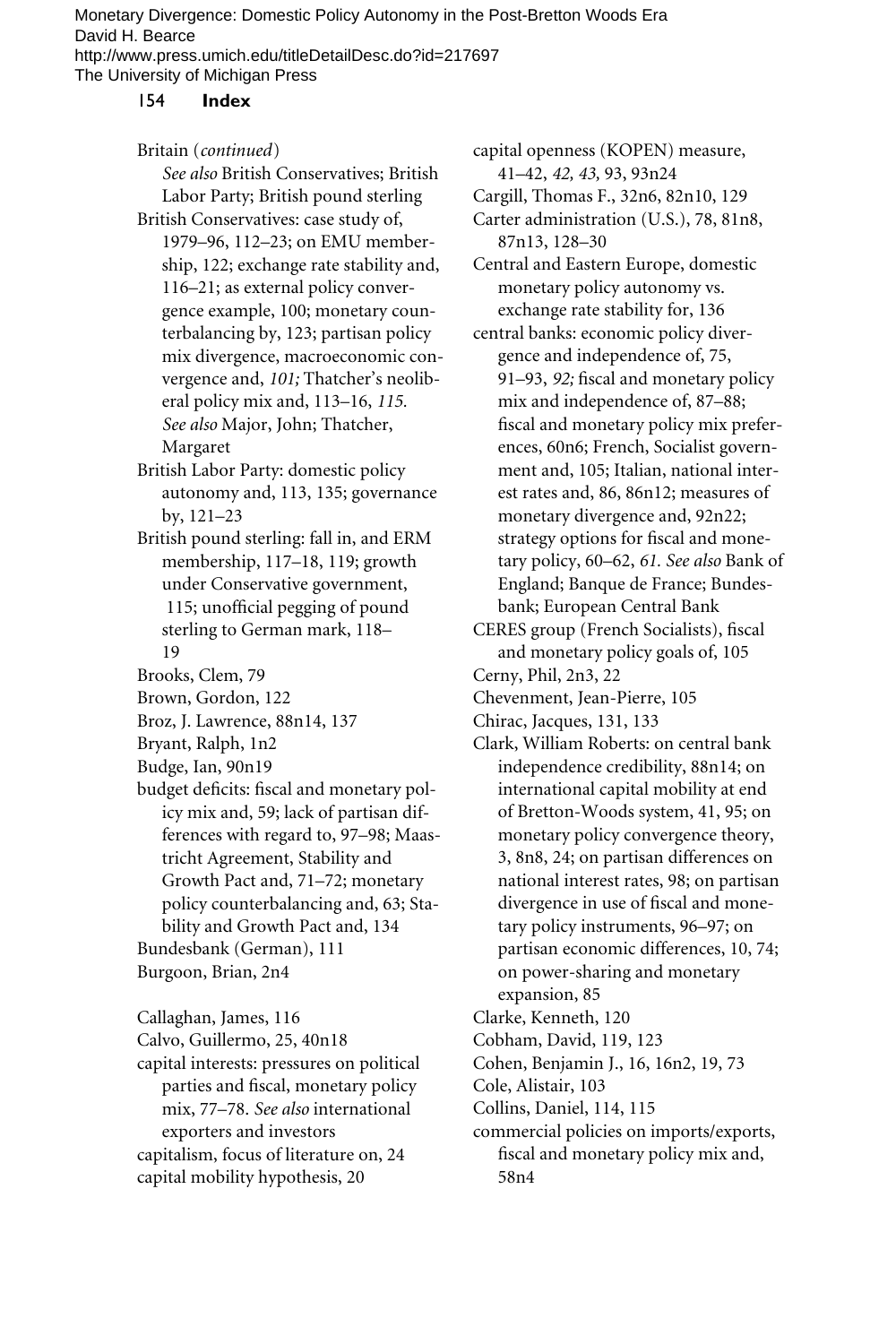Britain (*continued*)
*See also* British Conservatives; British Labor Party; British pound sterling

British Conservatives: case study of, 1979–96, 112–23; on EMU membership, 122; exchange rate stability and, 116–21; as external policy convergence example, 100; monetary counterbalancing by, 123; partisan policy mix divergence, macroeconomic convergence and, *101;* Thatcher's neoliberal policy mix and, 113–16, *115. See also* Major, John; Thatcher, Margaret

British Labor Party: domestic policy autonomy and, 113, 135; governance by, 121–23

British pound sterling: fall in, and ERM membership, 117–18, 119; growth under Conservative government, 115; unofficial pegging of pound sterling to German mark, 118–19

Brooks, Clem, 79

Brown, Gordon, 122

Broz, J. Lawrence, 88n14, 137

Bryant, Ralph, 1n2

Budge, Ian, 90n19

budget deficits: fiscal and monetary policy mix and, 59; lack of partisan differences with regard to, 97–98; Maastricht Agreement, Stability and Growth Pact and, 71–72; monetary policy counterbalancing and, 63; Stability and Growth Pact and, 134

Bundesbank (German), 111

Burgoon, Brian, 2n4

Callaghan, James, 116

Calvo, Guillermo, 25, 40n18

capital interests: pressures on political parties and fiscal, monetary policy mix, 77–78. *See also* international exporters and investors

capitalism, focus of literature on, 24

capital mobility hypothesis, 20

capital openness (KOPEN) measure, 41–42, *42, 43,* 93, 93n24

Cargill, Thomas F., 32n6, 82n10, 129

Carter administration (U.S.), 78, 81n8, 87n13, 128–30

Central and Eastern Europe, domestic monetary policy autonomy vs. exchange rate stability for, 136

central banks: economic policy divergence and independence of, 75, 91–93, *92;* fiscal and monetary policy mix and independence of, 87–88; fiscal and monetary policy mix preferences, 60n6; French, Socialist government and, 105; Italian, national interest rates and, 86, 86n12; measures of monetary divergence and, 92n22; strategy options for fiscal and monetary policy, 60–62, *61. See also* Bank of England; Banque de France; Bundesbank; European Central Bank

CERES group (French Socialists), fiscal and monetary policy goals of, 105

Cerny, Phil, 2n3, 22

Chevenment, Jean-Pierre, 105

Chirac, Jacques, 131, 133

Clark, William Roberts: on central bank independence credibility, 88n14; on international capital mobility at end of Bretton-Woods system, 41, 95; on monetary policy convergence theory, 3, 8n8, 24; on partisan differences on national interest rates, 98; on partisan divergence in use of fiscal and monetary policy instruments, 96–97; on partisan economic differences, 10, 74; on power-sharing and monetary expansion, 85

Clarke, Kenneth, 120

Cobham, David, 119, 123

Cohen, Benjamin J., 16, 16n2, 19, 73

Cole, Alistair, 103

Collins, Daniel, 114, 115

commercial policies on imports/exports, fiscal and monetary policy mix and, 58n4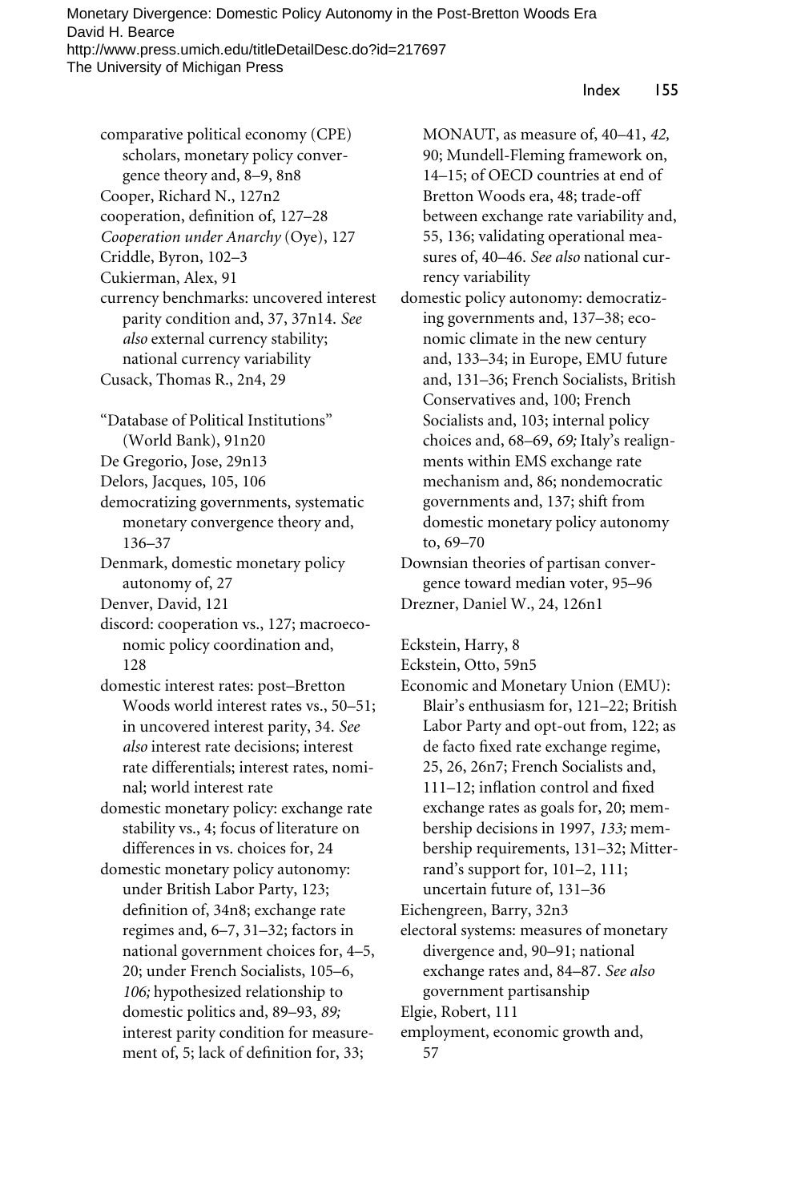comparative political economy (CPE) scholars, monetary policy convergence theory and, 8–9, 8n8

Cooper, Richard N., 127n2

cooperation, definition of, 127–28

*Cooperation under Anarchy* (Oye), 127

Criddle, Byron, 102–3

Cukierman, Alex, 91

currency benchmarks: uncovered interest parity condition and, 37, 37n14. *See also* external currency stability; national currency variability

Cusack, Thomas R., 2n4, 29

"Database of Political Institutions" (World Bank), 91n20

De Gregorio, Jose, 29n13

Delors, Jacques, 105, 106

democratizing governments, systematic monetary convergence theory and, 136–37

Denmark, domestic monetary policy autonomy of, 27

Denver, David, 121

discord: cooperation vs., 127; macroeconomic policy coordination and, 128

domestic interest rates: post–Bretton Woods world interest rates vs., 50–51; in uncovered interest parity, 34. *See also* interest rate decisions; interest rate differentials; interest rates, nominal; world interest rate

domestic monetary policy: exchange rate stability vs., 4; focus of literature on differences in vs. choices for, 24

domestic monetary policy autonomy: under British Labor Party, 123; definition of, 34n8; exchange rate regimes and, 6–7, 31–32; factors in national government choices for, 4–5, 20; under French Socialists, 105–6, *106;* hypothesized relationship to domestic politics and, 89–93, *89;* interest parity condition for measurement of, 5; lack of definition for, 33; MONAUT, as measure of, 40–41, *42,* 90; Mundell-Fleming framework on, 14–15; of OECD countries at end of Bretton Woods era, 48; trade-off between exchange rate variability and, 55, 136; validating operational measures of, 40–46. *See also* national currency variability

domestic policy autonomy: democratizing governments and, 137–38; economic climate in the new century and, 133–34; in Europe, EMU future and, 131–36; French Socialists, British Conservatives and, 100; French Socialists and, 103; internal policy choices and, 68–69, *69;* Italy's realignments within EMS exchange rate mechanism and, 86; nondemocratic governments and, 137; shift from domestic monetary policy autonomy to, 69–70

Downsian theories of partisan convergence toward median voter, 95–96

Drezner, Daniel W., 24, 126n1

Eckstein, Harry, 8

Eckstein, Otto, 59n5

Economic and Monetary Union (EMU): Blair's enthusiasm for, 121–22; British Labor Party and opt-out from, 122; as de facto fixed rate exchange regime, 25, 26, 26n7; French Socialists and, 111–12; inflation control and fixed exchange rates as goals for, 20; membership decisions in 1997, *133;* membership requirements, 131–32; Mitterrand's support for, 101–2, 111; uncertain future of, 131–36

Eichengreen, Barry, 32n3

electoral systems: measures of monetary divergence and, 90–91; national exchange rates and, 84–87. *See also* government partisanship

Elgie, Robert, 111

employment, economic growth and, 57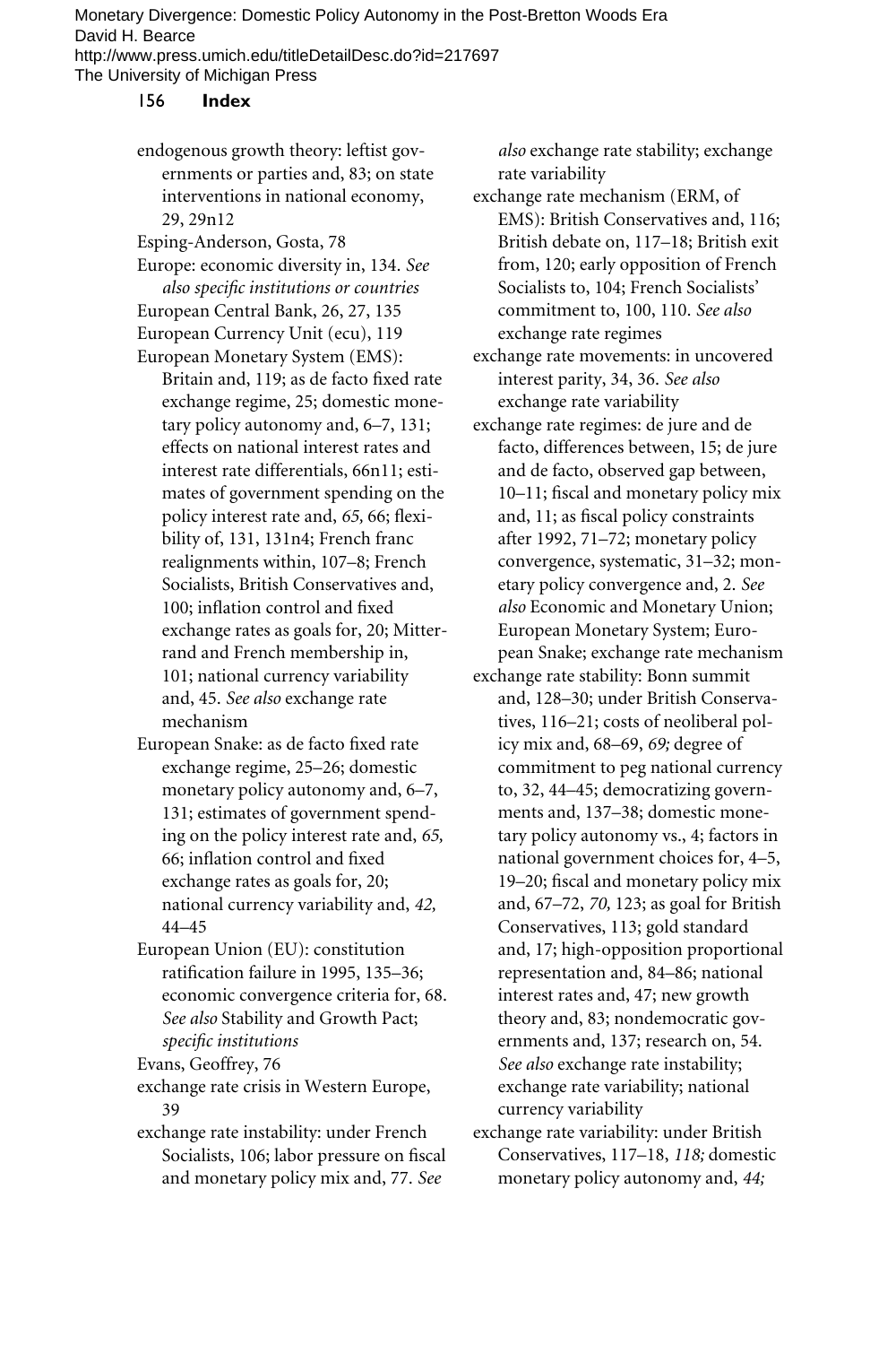endogenous growth theory: leftist governments or parties and, 83; on state interventions in national economy, 29, 29n12

Esping-Anderson, Gosta, 78

Europe: economic diversity in, 134. *See also specific institutions or countries*

European Central Bank, 26, 27, 135

European Currency Unit (ecu), 119

European Monetary System (EMS): Britain and, 119; as de facto fixed rate exchange regime, 25; domestic monetary policy autonomy and, 6–7, 131; effects on national interest rates and interest rate differentials, 66n11; estimates of government spending on the policy interest rate and, *65,* 66; flexibility of, 131, 131n4; French franc realignments within, 107–8; French Socialists, British Conservatives and, 100; inflation control and fixed exchange rates as goals for, 20; Mitterrand and French membership in, 101; national currency variability and, 45. *See also* exchange rate mechanism

European Snake: as de facto fixed rate exchange regime, 25–26; domestic monetary policy autonomy and, 6–7, 131; estimates of government spending on the policy interest rate and, *65,* 66; inflation control and fixed exchange rates as goals for, 20; national currency variability and, *42,* 44–45

European Union (EU): constitution ratification failure in 1995, 135–36; economic convergence criteria for, 68. *See also* Stability and Growth Pact; *specific institutions*

Evans, Geoffrey, 76

exchange rate crisis in Western Europe, 39

exchange rate instability: under French Socialists, 106; labor pressure on fiscal and monetary policy mix and, 77. *See also* exchange rate stability; exchange rate variability

exchange rate mechanism (ERM, of EMS): British Conservatives and, 116; British debate on, 117–18; British exit from, 120; early opposition of French Socialists to, 104; French Socialists' commitment to, 100, 110. *See also* exchange rate regimes

exchange rate movements: in uncovered interest parity, 34, 36. *See also* exchange rate variability

exchange rate regimes: de jure and de facto, differences between, 15; de jure and de facto, observed gap between, 10–11; fiscal and monetary policy mix and, 11; as fiscal policy constraints after 1992, 71–72; monetary policy convergence, systematic, 31–32; monetary policy convergence and, 2. *See also* Economic and Monetary Union; European Monetary System; European Snake; exchange rate mechanism

exchange rate stability: Bonn summit and, 128–30; under British Conservatives, 116–21; costs of neoliberal policy mix and, 68–69, *69;* degree of commitment to peg national currency to, 32, 44–45; democratizing governments and, 137–38; domestic monetary policy autonomy vs., 4; factors in national government choices for, 4–5, 19–20; fiscal and monetary policy mix and, 67–72, *70,* 123; as goal for British Conservatives, 113; gold standard and, 17; high-opposition proportional representation and, 84–86; national interest rates and, 47; new growth theory and, 83; nondemocratic governments and, 137; research on, 54. *See also* exchange rate instability; exchange rate variability; national currency variability

exchange rate variability: under British Conservatives, 117–18, *118;* domestic monetary policy autonomy and, *44;*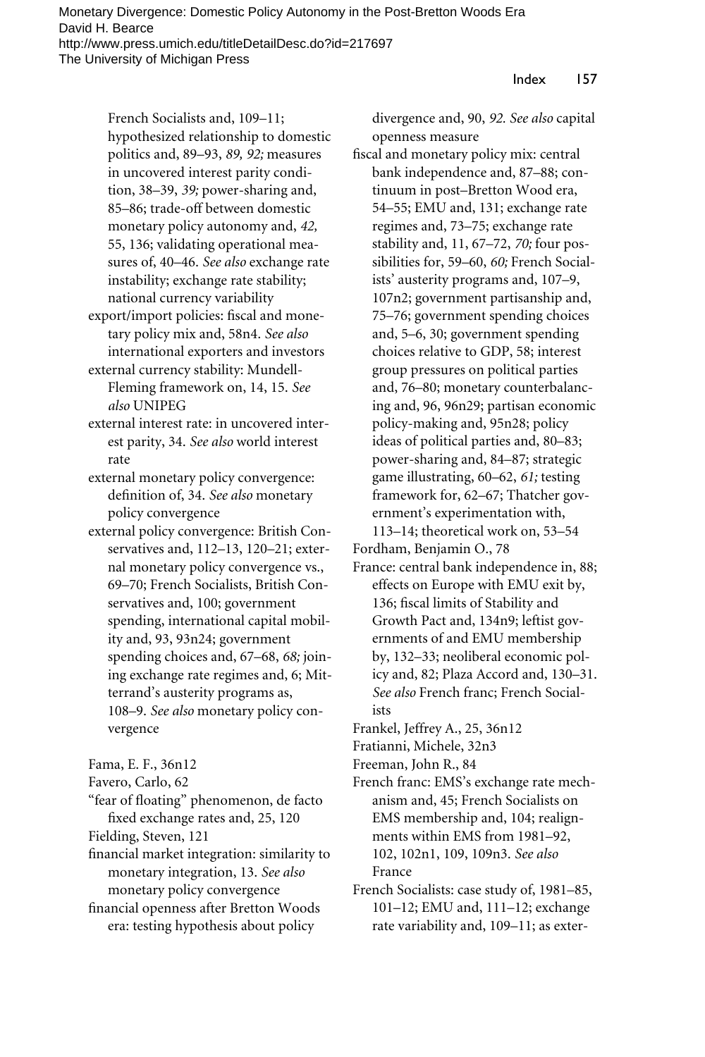French Socialists and, 109–11; hypothesized relationship to domestic politics and, 89–93, *89, 92;* measures in uncovered interest parity condition, 38–39, *39;* power-sharing and, 85–86; trade-off between domestic monetary policy autonomy and, *42,* 55, 136; validating operational measures of, 40–46. *See also* exchange rate instability; exchange rate stability; national currency variability

export/import policies: fiscal and monetary policy mix and, 58n4. *See also* international exporters and investors

external currency stability: Mundell-Fleming framework on, 14, 15. *See also* UNIPEG

external interest rate: in uncovered interest parity, 34. *See also* world interest rate

external monetary policy convergence: definition of, 34. *See also* monetary policy convergence

external policy convergence: British Conservatives and, 112–13, 120–21; external monetary policy convergence vs., 69–70; French Socialists, British Conservatives and, 100; government spending, international capital mobility and, 93, 93n24; government spending choices and, 67–68, *68;* joining exchange rate regimes and, 6; Mitterrand's austerity programs as, 108–9. *See also* monetary policy convergence

Fama, E. F., 36n12

Favero, Carlo, 62

"fear of floating" phenomenon, de facto fixed exchange rates and, 25, 120

Fielding, Steven, 121

financial market integration: similarity to monetary integration, 13. *See also* monetary policy convergence

financial openness after Bretton Woods era: testing hypothesis about policy divergence and, 90, *92. See also* capital openness measure

fiscal and monetary policy mix: central bank independence and, 87–88; continuum in post–Bretton Wood era, 54–55; EMU and, 131; exchange rate regimes and, 73–75; exchange rate stability and, 11, 67–72, *70;* four possibilities for, 59–60, *60;* French Socialists' austerity programs and, 107–9, 107n2; government partisanship and, 75–76; government spending choices and, 5–6, 30; government spending choices relative to GDP, 58; interest group pressures on political parties and, 76–80; monetary counterbalancing and, 96, 96n29; partisan economic policy-making and, 95n28; policy ideas of political parties and, 80–83; power-sharing and, 84–87; strategic game illustrating, 60–62, *61;* testing framework for, 62–67; Thatcher government's experimentation with, 113–14; theoretical work on, 53–54

Fordham, Benjamin O., 78

France: central bank independence in, 88; effects on Europe with EMU exit by, 136; fiscal limits of Stability and Growth Pact and, 134n9; leftist governments of and EMU membership by, 132–33; neoliberal economic policy and, 82; Plaza Accord and, 130–31. *See also* French franc; French Socialists

Frankel, Jeffrey A., 25, 36n12

Fratianni, Michele, 32n3

Freeman, John R., 84

French franc: EMS's exchange rate mechanism and, 45; French Socialists on EMS membership and, 104; realignments within EMS from 1981–92, 102, 102n1, 109, 109n3. *See also* France

French Socialists: case study of, 1981–85, 101–12; EMU and, 111–12; exchange rate variability and, 109–11; as exter-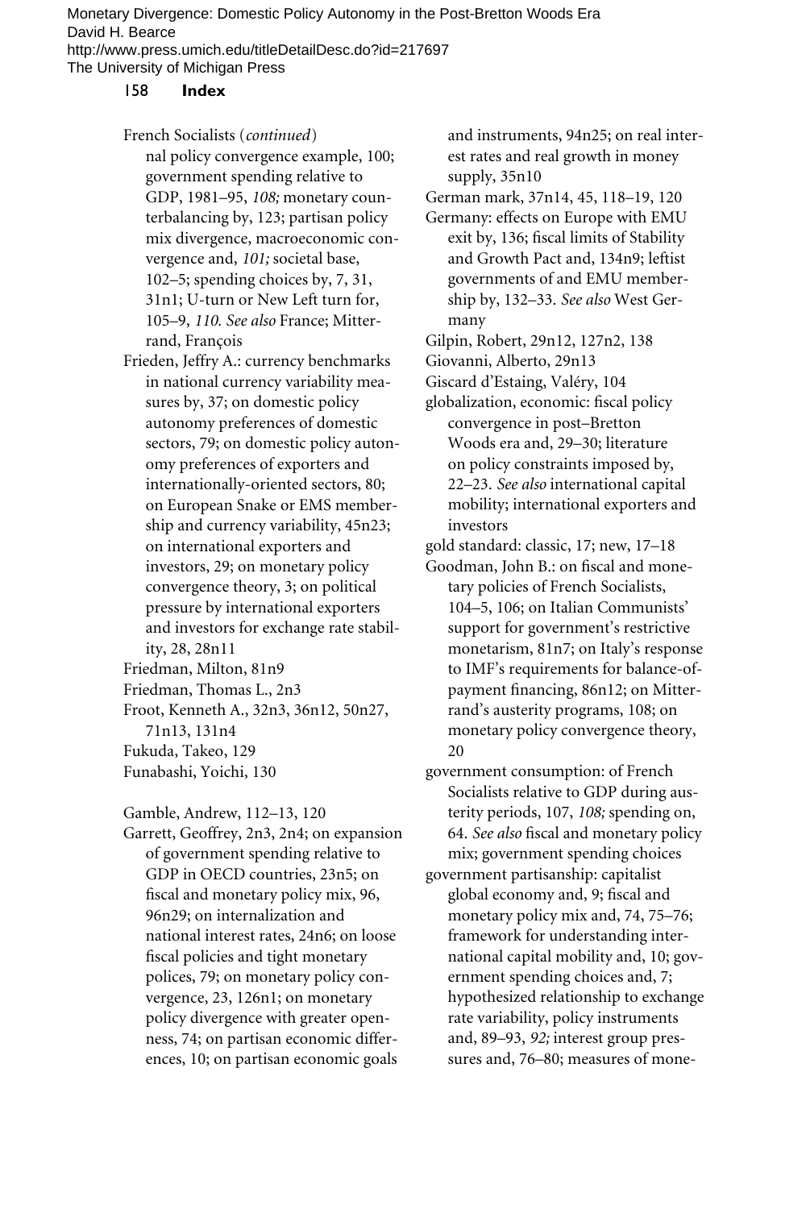French Socialists (*continued*)
nal policy convergence example, 100; government spending relative to GDP, 1981–95, *108;* monetary counterbalancing by, 123; partisan policy mix divergence, macroeconomic convergence and, *101;* societal base, 102–5; spending choices by, 7, 31, 31n1; U-turn or New Left turn for, 105–9, *110.* *See also* France; Mitterrand, François

Frieden, Jeffry A.: currency benchmarks in national currency variability measures by, 37; on domestic policy autonomy preferences of domestic sectors, 79; on domestic policy autonomy preferences of exporters and internationally-oriented sectors, 80; on European Snake or EMS membership and currency variability, 45n23; on international exporters and investors, 29; on monetary policy convergence theory, 3; on political pressure by international exporters and investors for exchange rate stability, 28, 28n11

Friedman, Milton, 81n9

Friedman, Thomas L., 2n3

Froot, Kenneth A., 32n3, 36n12, 50n27, 71n13, 131n4

Fukuda, Takeo, 129

Funabashi, Yoichi, 130

Gamble, Andrew, 112–13, 120

Garrett, Geoffrey, 2n3, 2n4; on expansion of government spending relative to GDP in OECD countries, 23n5; on fiscal and monetary policy mix, 96, 96n29; on internalization and national interest rates, 24n6; on loose fiscal policies and tight monetary polices, 79; on monetary policy convergence, 23, 126n1; on monetary policy divergence with greater openness, 74; on partisan economic differences, 10; on partisan economic goals and instruments, 94n25; on real interest rates and real growth in money supply, 35n10

German mark, 37n14, 45, 118–19, 120

Germany: effects on Europe with EMU exit by, 136; fiscal limits of Stability and Growth Pact and, 134n9; leftist governments of and EMU membership by, 132–33. *See also* West Germany

Gilpin, Robert, 29n12, 127n2, 138

Giovanni, Alberto, 29n13

Giscard d'Estaing, Valéry, 104

globalization, economic: fiscal policy convergence in post–Bretton Woods era and, 29–30; literature on policy constraints imposed by, 22–23. *See also* international capital mobility; international exporters and investors

gold standard: classic, 17; new, 17–18

Goodman, John B.: on fiscal and monetary policies of French Socialists, 104–5, 106; on Italian Communists' support for government's restrictive monetarism, 81n7; on Italy's response to IMF's requirements for balance-of-payment financing, 86n12; on Mitterrand's austerity programs, 108; on monetary policy convergence theory, 20

government consumption: of French Socialists relative to GDP during austerity periods, 107, *108;* spending on, 64. *See also* fiscal and monetary policy mix; government spending choices

government partisanship: capitalist global economy and, 9; fiscal and monetary policy mix and, 74, 75–76; framework for understanding international capital mobility and, 10; government spending choices and, 7; hypothesized relationship to exchange rate variability, policy instruments and, 89–93, *92;* interest group pressures and, 76–80; measures of mone-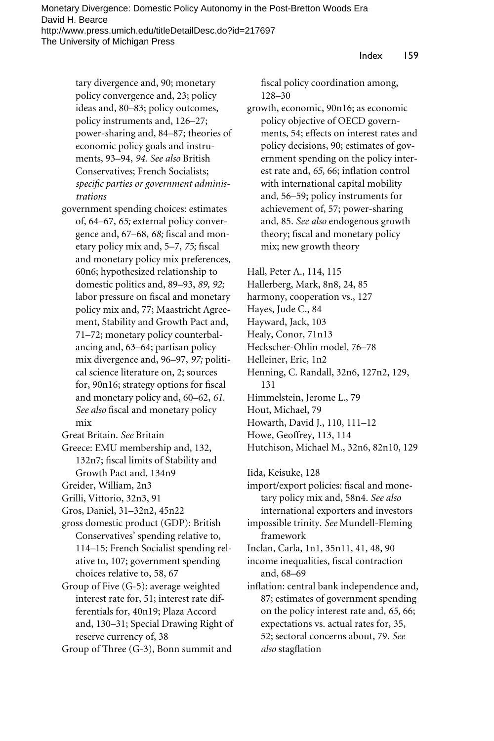tary divergence and, 90; monetary policy convergence and, 23; policy ideas and, 80–83; policy outcomes, policy instruments and, 126–27; power-sharing and, 84–87; theories of economic policy goals and instruments, 93–94, *94. See also* British Conservatives; French Socialists; *specific parties or government administrations*

government spending choices: estimates of, 64–67, *65;* external policy convergence and, 67–68, *68;* fiscal and monetary policy mix and, 5–7, *75;* fiscal and monetary policy mix preferences, 60n6; hypothesized relationship to domestic politics and, 89–93, *89, 92;* labor pressure on fiscal and monetary policy mix and, 77; Maastricht Agreement, Stability and Growth Pact and, 71–72; monetary policy counterbalancing and, 63–64; partisan policy mix divergence and, 96–97, *97;* political science literature on, 2; sources for, 90n16; strategy options for fiscal and monetary policy and, 60–62, *61. See also* fiscal and monetary policy mix

Great Britain. *See* Britain

Greece: EMU membership and, 132, 132n7; fiscal limits of Stability and Growth Pact and, 134n9

Greider, William, 2n3

Grilli, Vittorio, 32n3, 91

Gros, Daniel, 31–32n2, 45n22

gross domestic product (GDP): British Conservatives' spending relative to, 114–15; French Socialist spending relative to, 107; government spending choices relative to, 58, 67

Group of Five (G-5): average weighted interest rate for, 51; interest rate differentials for, 40n19; Plaza Accord and, 130–31; Special Drawing Right of reserve currency of, 38

Group of Three (G-3), Bonn summit and fiscal policy coordination among, 128–30

growth, economic, 90n16; as economic policy objective of OECD governments, 54; effects on interest rates and policy decisions, 90; estimates of government spending on the policy interest rate and, *65,* 66; inflation control with international capital mobility and, 56–59; policy instruments for achievement of, 57; power-sharing and, 85. *See also* endogenous growth theory; fiscal and monetary policy mix; new growth theory

Hall, Peter A., 114, 115

Hallerberg, Mark, 8n8, 24, 85

harmony, cooperation vs., 127

Hayes, Jude C., 84

Hayward, Jack, 103

Healy, Conor, 71n13

Heckscher-Ohlin model, 76–78

Helleiner, Eric, 1n2

Henning, C. Randall, 32n6, 127n2, 129, 131

Himmelstein, Jerome L., 79

Hout, Michael, 79

Howarth, David J., 110, 111–12

Howe, Geoffrey, 113, 114

Hutchison, Michael M., 32n6, 82n10, 129

Iida, Keisuke, 128

import/export policies: fiscal and monetary policy mix and, 58n4. *See also* international exporters and investors

impossible trinity. *See* Mundell-Fleming framework

Inclan, Carla, 1n1, 35n11, 41, 48, 90

income inequalities, fiscal contraction and, 68–69

inflation: central bank independence and, 87; estimates of government spending on the policy interest rate and, *65,* 66; expectations vs. actual rates for, 35, 52; sectoral concerns about, 79. *See also* stagflation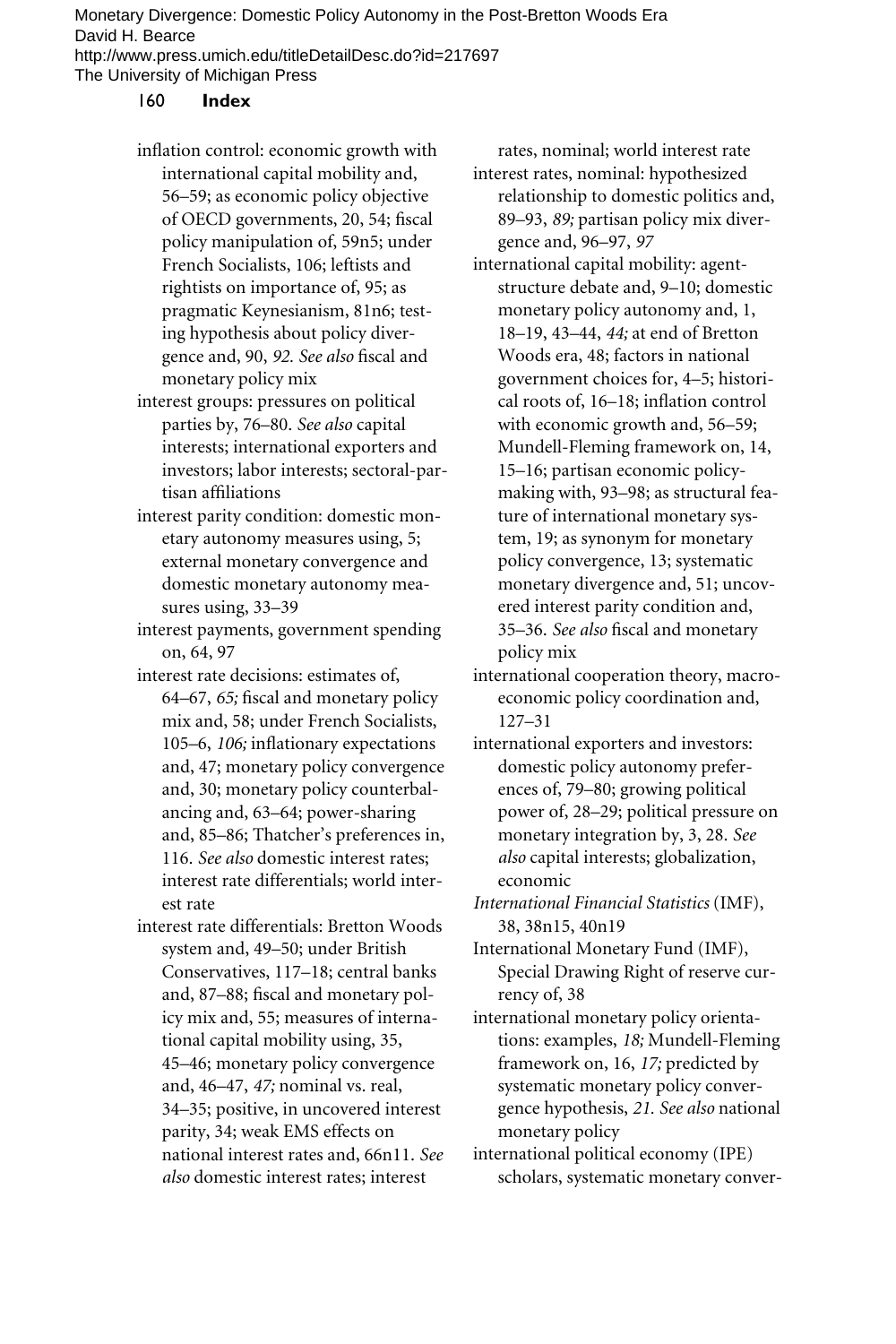inflation control: economic growth with international capital mobility and, 56–59; as economic policy objective of OECD governments, 20, 54; fiscal policy manipulation of, 59n5; under French Socialists, 106; leftists and rightists on importance of, 95; as pragmatic Keynesianism, 81n6; testing hypothesis about policy divergence and, 90, *92. See also* fiscal and monetary policy mix

interest groups: pressures on political parties by, 76–80. *See also* capital interests; international exporters and investors; labor interests; sectoral-partisan affiliations

interest parity condition: domestic monetary autonomy measures using, 5; external monetary convergence and domestic monetary autonomy measures using, 33–39

interest payments, government spending on, 64, 97

interest rate decisions: estimates of, 64–67, *65;* fiscal and monetary policy mix and, 58; under French Socialists, 105–6, *106;* inflationary expectations and, 47; monetary policy convergence and, 30; monetary policy counterbalancing and, 63–64; power-sharing and, 85–86; Thatcher's preferences in, 116. *See also* domestic interest rates; interest rate differentials; world interest rate

interest rate differentials: Bretton Woods system and, 49–50; under British Conservatives, 117–18; central banks and, 87–88; fiscal and monetary policy mix and, 55; measures of international capital mobility using, 35, 45–46; monetary policy convergence and, 46–47, *47;* nominal vs. real, 34–35; positive, in uncovered interest parity, 34; weak EMS effects on national interest rates and, 66n11. *See also* domestic interest rates; interest rates, nominal; world interest rate

interest rates, nominal: hypothesized relationship to domestic politics and, 89–93, *89;* partisan policy mix divergence and, 96–97, *97*

international capital mobility: agent-structure debate and, 9–10; domestic monetary policy autonomy and, 1, 18–19, 43–44, *44;* at end of Bretton Woods era, 48; factors in national government choices for, 4–5; historical roots of, 16–18; inflation control with economic growth and, 56–59; Mundell-Fleming framework on, 14, 15–16; partisan economic policymaking with, 93–98; as structural feature of international monetary system, 19; as synonym for monetary policy convergence, 13; systematic monetary divergence and, 51; uncovered interest parity condition and, 35–36. *See also* fiscal and monetary policy mix

international cooperation theory, macroeconomic policy coordination and, 127–31

international exporters and investors: domestic policy autonomy preferences of, 79–80; growing political power of, 28–29; political pressure on monetary integration by, 3, 28. *See also* capital interests; globalization, economic

*International Financial Statistics* (IMF), 38, 38n15, 40n19

International Monetary Fund (IMF), Special Drawing Right of reserve currency of, 38

international monetary policy orientations: examples, *18;* Mundell-Fleming framework on, 16, *17;* predicted by systematic monetary policy convergence hypothesis, *21. See also* national monetary policy

international political economy (IPE) scholars, systematic monetary conver-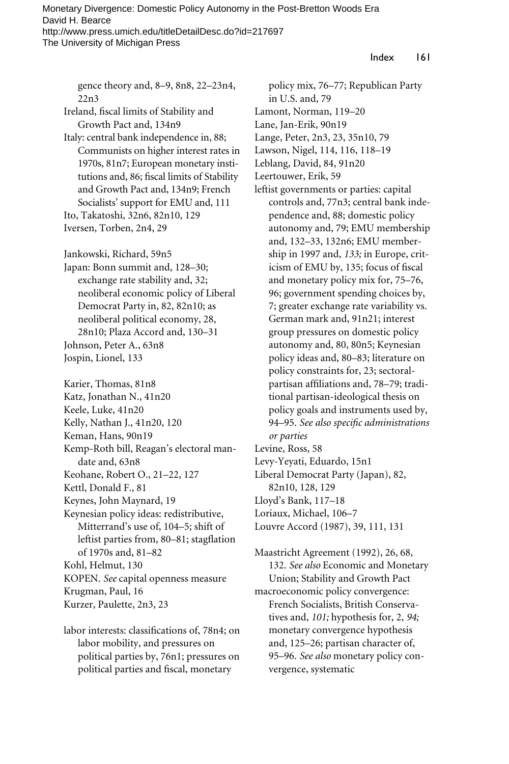gence theory and, 8–9, 8n8, 22–23n4, 22n3

Ireland, fiscal limits of Stability and Growth Pact and, 134n9

Italy: central bank independence in, 88; Communists on higher interest rates in 1970s, 81n7; European monetary institutions and, 86; fiscal limits of Stability and Growth Pact and, 134n9; French Socialists' support for EMU and, 111

Ito, Takatoshi, 32n6, 82n10, 129

Iversen, Torben, 2n4, 29

Jankowski, Richard, 59n5

Japan: Bonn summit and, 128–30; exchange rate stability and, 32; neoliberal economic policy of Liberal Democrat Party in, 82, 82n10; as neoliberal political economy, 28, 28n10; Plaza Accord and, 130–31

Johnson, Peter A., 63n8

Jospin, Lionel, 133

Karier, Thomas, 81n8

Katz, Jonathan N., 41n20

Keele, Luke, 41n20

Kelly, Nathan J., 41n20, 120

Keman, Hans, 90n19

Kemp-Roth bill, Reagan's electoral mandate and, 63n8

Keohane, Robert O., 21–22, 127

Kettl, Donald F., 81

Keynes, John Maynard, 19

Keynesian policy ideas: redistributive, Mitterrand's use of, 104–5; shift of leftist parties from, 80–81; stagflation of 1970s and, 81–82

Kohl, Helmut, 130

KOPEN. *See* capital openness measure

Krugman, Paul, 16

Kurzer, Paulette, 2n3, 23

labor interests: classifications of, 78n4; on labor mobility, and pressures on political parties by, 76n1; pressures on political parties and fiscal, monetary policy mix, 76–77; Republican Party in U.S. and, 79

Lamont, Norman, 119–20

Lane, Jan-Erik, 90n19

Lange, Peter, 2n3, 23, 35n10, 79

Lawson, Nigel, 114, 116, 118–19

Leblang, David, 84, 91n20

Leertouwer, Erik, 59

leftist governments or parties: capital controls and, 77n3; central bank independence and, 88; domestic policy autonomy and, 79; EMU membership and, 132–33, 132n6; EMU membership in 1997 and, *133;* in Europe, criticism of EMU by, 135; focus of fiscal and monetary policy mix for, 75–76, 96; government spending choices by, 7; greater exchange rate variability vs. German mark and, 91n21; interest group pressures on domestic policy autonomy and, 80, 80n5; Keynesian policy ideas and, 80–83; literature on policy constraints for, 23; sectoral-partisan affiliations and, 78–79; traditional partisan-ideological thesis on policy goals and instruments used by, 94–95. *See also specific administrations or parties*

Levine, Ross, 58

Levy-Yeyati, Eduardo, 15n1

Liberal Democrat Party (Japan), 82, 82n10, 128, 129

Lloyd's Bank, 117–18

Loriaux, Michael, 106–7

Louvre Accord (1987), 39, 111, 131

Maastricht Agreement (1992), 26, 68, 132. *See also* Economic and Monetary Union; Stability and Growth Pact

macroeconomic policy convergence: French Socialists, British Conservatives and, *101;* hypothesis for, 2, *94;* monetary convergence hypothesis and, 125–26; partisan character of, 95–96. *See also* monetary policy convergence, systematic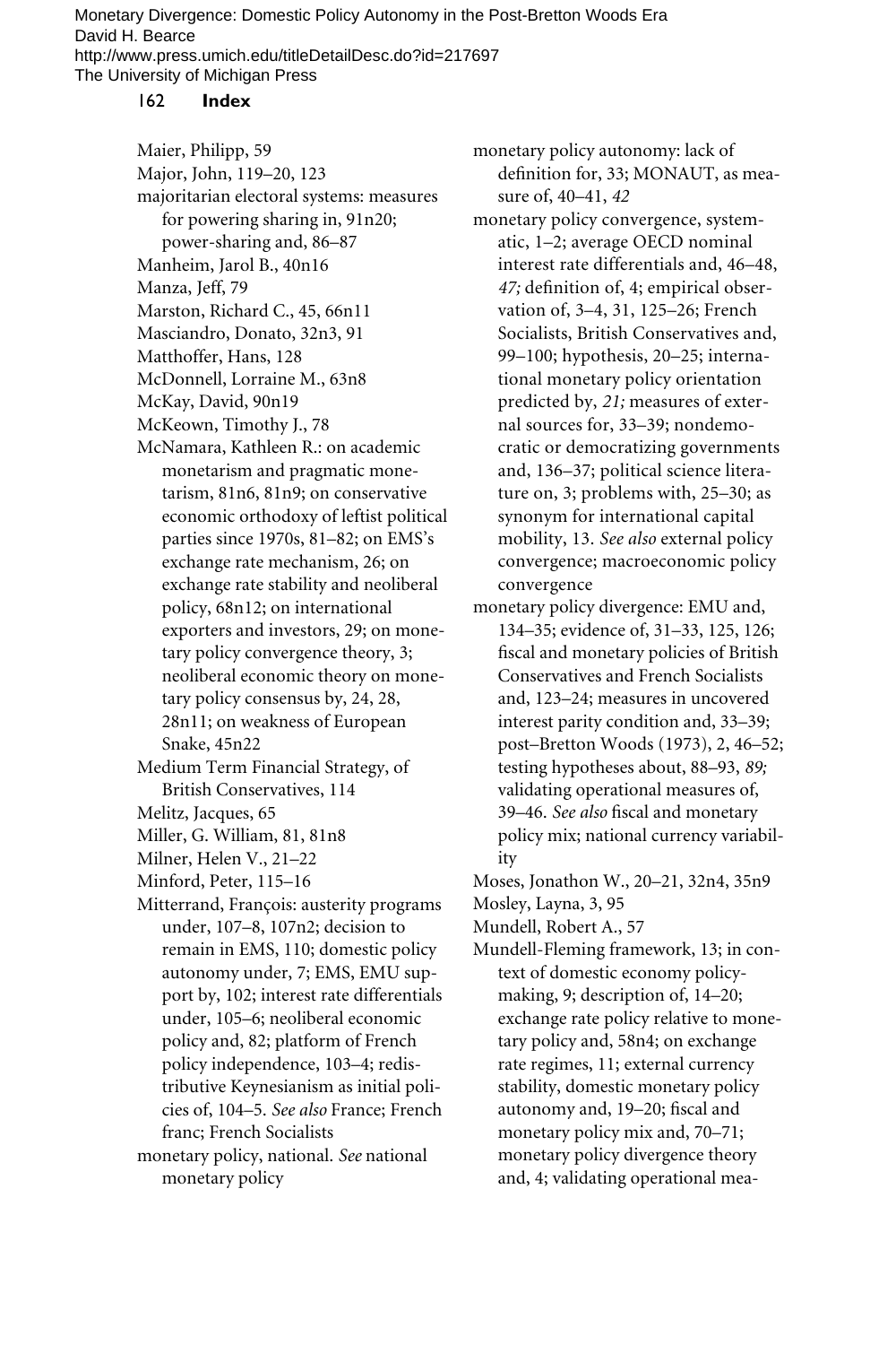Maier, Philipp, 59

Major, John, 119–20, 123

majoritarian electoral systems: measures for powering sharing in, 91n20; power-sharing and, 86–87

Manheim, Jarol B., 40n16

Manza, Jeff, 79

Marston, Richard C., 45, 66n11

Masciandro, Donato, 32n3, 91

Matthoffer, Hans, 128

McDonnell, Lorraine M., 63n8

McKay, David, 90n19

McKeown, Timothy J., 78

McNamara, Kathleen R.: on academic monetarism and pragmatic monetarism, 81n6, 81n9; on conservative economic orthodoxy of leftist political parties since 1970s, 81–82; on EMS's exchange rate mechanism, 26; on exchange rate stability and neoliberal policy, 68n12; on international exporters and investors, 29; on monetary policy convergence theory, 3; neoliberal economic theory on monetary policy consensus by, 24, 28, 28n11; on weakness of European Snake, 45n22

Medium Term Financial Strategy, of British Conservatives, 114

Melitz, Jacques, 65

Miller, G. William, 81, 81n8

Milner, Helen V., 21–22

Minford, Peter, 115–16

Mitterrand, François: austerity programs under, 107–8, 107n2; decision to remain in EMS, 110; domestic policy autonomy under, 7; EMS, EMU support by, 102; interest rate differentials under, 105–6; neoliberal economic policy and, 82; platform of French policy independence, 103–4; redistributive Keynesianism as initial policies of, 104–5. *See also* France; French franc; French Socialists

monetary policy, national. *See* national monetary policy

monetary policy autonomy: lack of definition for, 33; MONAUT, as measure of, 40–41, *42*

monetary policy convergence, systematic, 1–2; average OECD nominal interest rate differentials and, 46–48, *47;* definition of, 4; empirical observation of, 3–4, 31, 125–26; French Socialists, British Conservatives and, 99–100; hypothesis, 20–25; international monetary policy orientation predicted by, *21;* measures of external sources for, 33–39; nondemocratic or democratizing governments and, 136–37; political science literature on, 3; problems with, 25–30; as synonym for international capital mobility, 13. *See also* external policy convergence; macroeconomic policy convergence

monetary policy divergence: EMU and, 134–35; evidence of, 31–33, 125, 126; fiscal and monetary policies of British Conservatives and French Socialists and, 123–24; measures in uncovered interest parity condition and, 33–39; post–Bretton Woods (1973), 2, 46–52; testing hypotheses about, 88–93, *89;* validating operational measures of, 39–46. *See also* fiscal and monetary policy mix; national currency variability

Moses, Jonathon W., 20–21, 32n4, 35n9

Mosley, Layna, 3, 95

Mundell, Robert A., 57

Mundell-Fleming framework, 13; in context of domestic economy policymaking, 9; description of, 14–20; exchange rate policy relative to monetary policy and, 58n4; on exchange rate regimes, 11; external currency stability, domestic monetary policy autonomy and, 19–20; fiscal and monetary policy mix and, 70–71; monetary policy divergence theory and, 4; validating operational mea-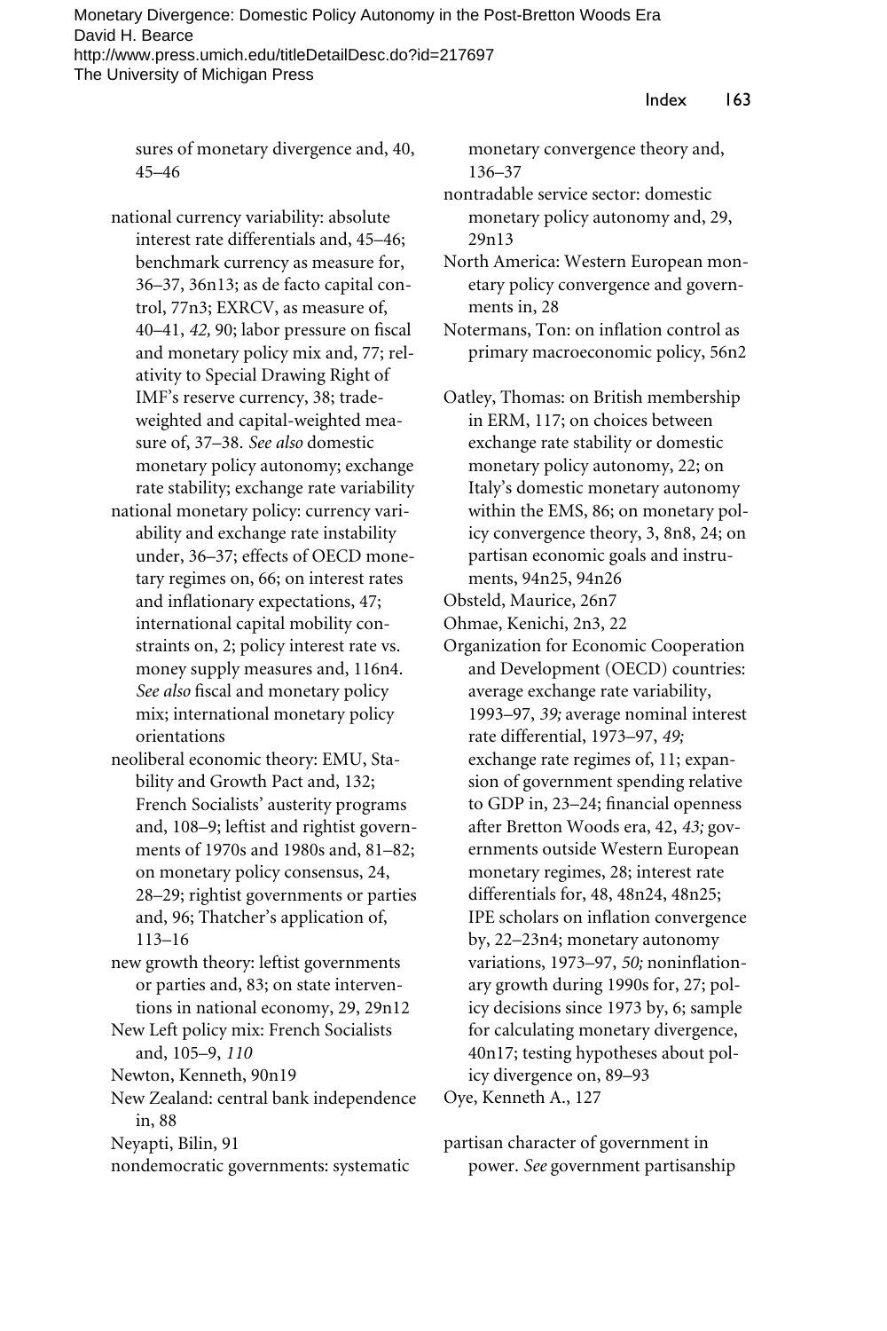sures of monetary divergence and, 40, 45–46

national currency variability: absolute interest rate differentials and, 45–46; benchmark currency as measure for, 36–37, 36n13; as de facto capital control, 77n3; EXRCV, as measure of, 40–41, *42,* 90; labor pressure on fiscal and monetary policy mix and, 77; relativity to Special Drawing Right of IMF's reserve currency, 38; trade-weighted and capital-weighted measure of, 37–38. *See also* domestic monetary policy autonomy; exchange rate stability; exchange rate variability

national monetary policy: currency variability and exchange rate instability under, 36–37; effects of OECD monetary regimes on, 66; on interest rates and inflationary expectations, 47; international capital mobility constraints on, 2; policy interest rate vs. money supply measures and, 116n4. *See also* fiscal and monetary policy mix; international monetary policy orientations

neoliberal economic theory: EMU, Stability and Growth Pact and, 132; French Socialists' austerity programs and, 108–9; leftist and rightist governments of 1970s and 1980s and, 81–82; on monetary policy consensus, 24, 28–29; rightist governments or parties and, 96; Thatcher's application of, 113–16

new growth theory: leftist governments or parties and, 83; on state interventions in national economy, 29, 29n12

New Left policy mix: French Socialists and, 105–9, *110*

Newton, Kenneth, 90n19

New Zealand: central bank independence in, 88

Neyapti, Bilin, 91

nondemocratic governments: systematic monetary convergence theory and, 136–37

nontradable service sector: domestic monetary policy autonomy and, 29, 29n13

North America: Western European monetary policy convergence and governments in, 28

Notermans, Ton: on inflation control as primary macroeconomic policy, 56n2

Oatley, Thomas: on British membership in ERM, 117; on choices between exchange rate stability or domestic monetary policy autonomy, 22; on Italy's domestic monetary autonomy within the EMS, 86; on monetary policy convergence theory, 3, 8n8, 24; on partisan economic goals and instruments, 94n25, 94n26

Obsteld, Maurice, 26n7

Ohmae, Kenichi, 2n3, 22

Organization for Economic Cooperation and Development (OECD) countries: average exchange rate variability, 1993–97, *39;* average nominal interest rate differential, 1973–97, *49;* exchange rate regimes of, 11; expansion of government spending relative to GDP in, 23–24; financial openness after Bretton Woods era, 42, *43;* governments outside Western European monetary regimes, 28; interest rate differentials for, 48, 48n24, 48n25; IPE scholars on inflation convergence by, 22–23n4; monetary autonomy variations, 1973–97, *50;* noninflationary growth during 1990s for, 27; policy decisions since 1973 by, 6; sample for calculating monetary divergence, 40n17; testing hypotheses about policy divergence on, 89–93

Oye, Kenneth A., 127

partisan character of government in power. *See* government partisanship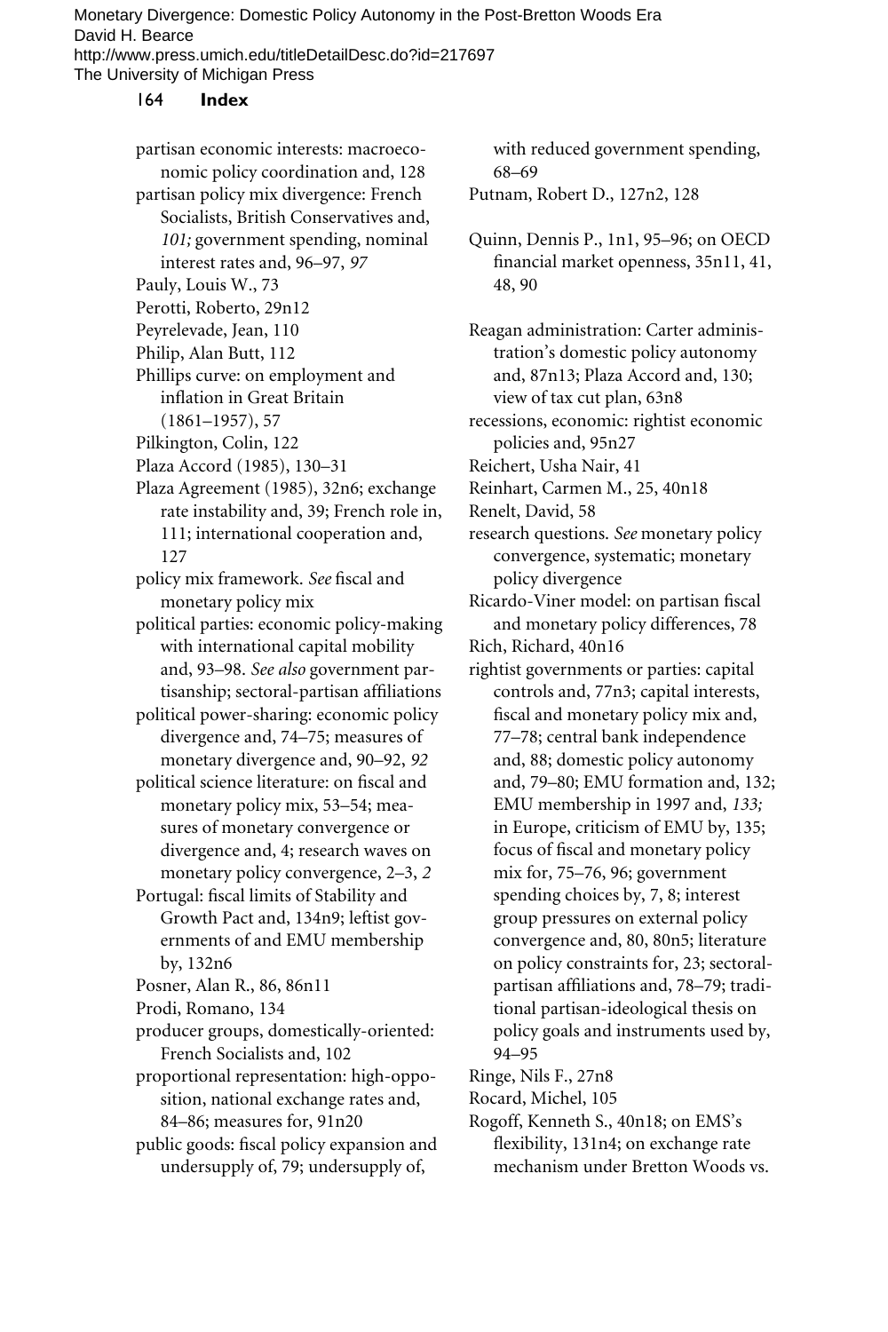partisan economic interests: macroeconomic policy coordination and, 128

partisan policy mix divergence: French Socialists, British Conservatives and, *101;* government spending, nominal interest rates and, 96–97, *97*

Pauly, Louis W., 73

Perotti, Roberto, 29n12

Peyrelevade, Jean, 110

Philip, Alan Butt, 112

Phillips curve: on employment and inflation in Great Britain (1861–1957), 57

Pilkington, Colin, 122

Plaza Accord (1985), 130–31

Plaza Agreement (1985), 32n6; exchange rate instability and, 39; French role in, 111; international cooperation and, 127

policy mix framework. *See* fiscal and monetary policy mix

political parties: economic policy-making with international capital mobility and, 93–98. *See also* government partisanship; sectoral-partisan affiliations

political power-sharing: economic policy divergence and, 74–75; measures of monetary divergence and, 90–92, *92*

political science literature: on fiscal and monetary policy mix, 53–54; measures of monetary convergence or divergence and, 4; research waves on monetary policy convergence, 2–3, *2*

Portugal: fiscal limits of Stability and Growth Pact and, 134n9; leftist governments of and EMU membership by, 132n6

Posner, Alan R., 86, 86n11

Prodi, Romano, 134

producer groups, domestically-oriented: French Socialists and, 102

proportional representation: high-opposition, national exchange rates and, 84–86; measures for, 91n20

public goods: fiscal policy expansion and undersupply of, 79; undersupply of, with reduced government spending, 68–69

Putnam, Robert D., 127n2, 128

Quinn, Dennis P., 1n1, 95–96; on OECD financial market openness, 35n11, 41, 48, 90

Reagan administration: Carter administration's domestic policy autonomy and, 87n13; Plaza Accord and, 130; view of tax cut plan, 63n8

recessions, economic: rightist economic policies and, 95n27

Reichert, Usha Nair, 41

Reinhart, Carmen M., 25, 40n18

Renelt, David, 58

research questions. *See* monetary policy convergence, systematic; monetary policy divergence

Ricardo-Viner model: on partisan fiscal and monetary policy differences, 78

Rich, Richard, 40n16

rightist governments or parties: capital controls and, 77n3; capital interests, fiscal and monetary policy mix and, 77–78; central bank independence and, 88; domestic policy autonomy and, 79–80; EMU formation and, 132; EMU membership in 1997 and, *133;* in Europe, criticism of EMU by, 135; focus of fiscal and monetary policy mix for, 75–76, 96; government spending choices by, 7, 8; interest group pressures on external policy convergence and, 80, 80n5; literature on policy constraints for, 23; sectoral-partisan affiliations and, 78–79; traditional partisan-ideological thesis on policy goals and instruments used by, 94–95

Ringe, Nils F., 27n8

Rocard, Michel, 105

Rogoff, Kenneth S., 40n18; on EMS's flexibility, 131n4; on exchange rate mechanism under Bretton Woods vs.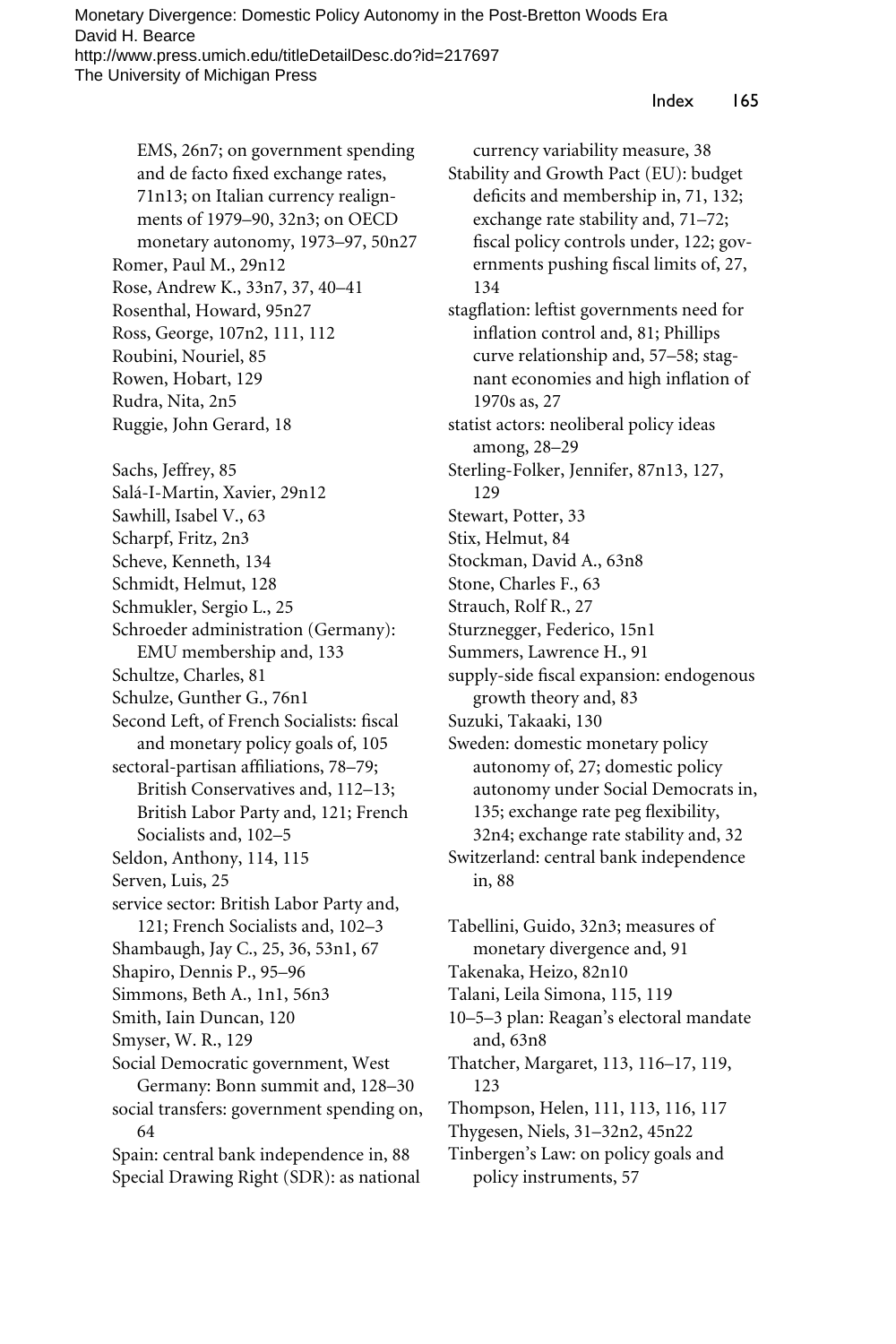EMS, 26n7; on government spending and de facto fixed exchange rates, 71n13; on Italian currency realignments of 1979–90, 32n3; on OECD monetary autonomy, 1973–97, 50n27

Romer, Paul M., 29n12

Rose, Andrew K., 33n7, 37, 40–41

Rosenthal, Howard, 95n27

Ross, George, 107n2, 111, 112

Roubini, Nouriel, 85

Rowen, Hobart, 129

Rudra, Nita, 2n5

Ruggie, John Gerard, 18

Sachs, Jeffrey, 85

Salá-I-Martin, Xavier, 29n12

Sawhill, Isabel V., 63

Scharpf, Fritz, 2n3

Scheve, Kenneth, 134

Schmidt, Helmut, 128

Schmukler, Sergio L., 25

Schroeder administration (Germany): EMU membership and, 133

Schultze, Charles, 81

Schulze, Gunther G., 76n1

Second Left, of French Socialists: fiscal and monetary policy goals of, 105

sectoral-partisan affiliations, 78–79; British Conservatives and, 112–13; British Labor Party and, 121; French Socialists and, 102–5

Seldon, Anthony, 114, 115

Serven, Luis, 25

service sector: British Labor Party and, 121; French Socialists and, 102–3

Shambaugh, Jay C., 25, 36, 53n1, 67

Shapiro, Dennis P., 95–96

Simmons, Beth A., 1n1, 56n3

Smith, Iain Duncan, 120

Smyser, W. R., 129

Social Democratic government, West Germany: Bonn summit and, 128–30

social transfers: government spending on, 64

Spain: central bank independence in, 88

Special Drawing Right (SDR): as national currency variability measure, 38

Stability and Growth Pact (EU): budget deficits and membership in, 71, 132; exchange rate stability and, 71–72; fiscal policy controls under, 122; governments pushing fiscal limits of, 27, 134

stagflation: leftist governments need for inflation control and, 81; Phillips curve relationship and, 57–58; stagnant economies and high inflation of 1970s as, 27

statist actors: neoliberal policy ideas among, 28–29

Sterling-Folker, Jennifer, 87n13, 127, 129

Stewart, Potter, 33

Stix, Helmut, 84

Stockman, David A., 63n8

Stone, Charles F., 63

Strauch, Rolf R., 27

Sturznegger, Federico, 15n1

Summers, Lawrence H., 91

supply-side fiscal expansion: endogenous growth theory and, 83

Suzuki, Takaaki, 130

Sweden: domestic monetary policy autonomy of, 27; domestic policy autonomy under Social Democrats in, 135; exchange rate peg flexibility, 32n4; exchange rate stability and, 32

Switzerland: central bank independence in, 88

Tabellini, Guido, 32n3; measures of monetary divergence and, 91

Takenaka, Heizo, 82n10

Talani, Leila Simona, 115, 119

10–5–3 plan: Reagan's electoral mandate and, 63n8

Thatcher, Margaret, 113, 116–17, 119, 123

Thompson, Helen, 111, 113, 116, 117

Thygesen, Niels, 31–32n2, 45n22

Tinbergen's Law: on policy goals and policy instruments, 57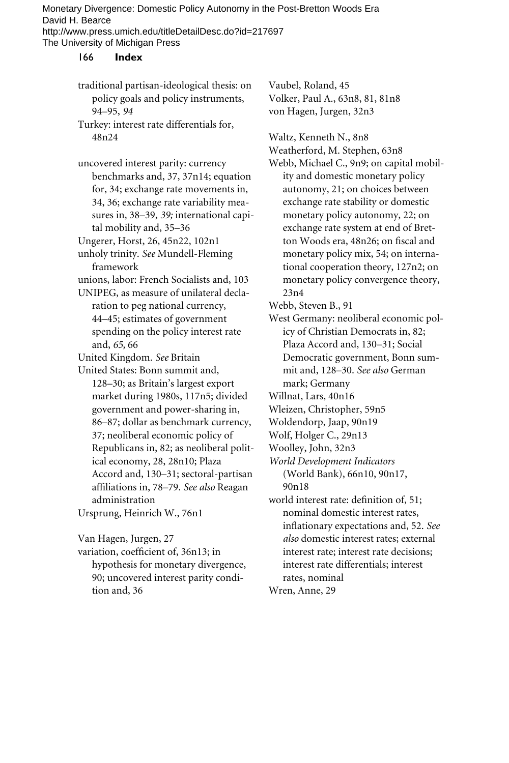traditional partisan-ideological thesis: on policy goals and policy instruments, 94–95, *94*

Turkey: interest rate differentials for, 48n24

uncovered interest parity: currency benchmarks and, 37, 37n14; equation for, 34; exchange rate movements in, 34, 36; exchange rate variability measures in, 38–39, *39;* international capital mobility and, 35–36

Ungerer, Horst, 26, 45n22, 102n1

unholy trinity. *See* Mundell-Fleming framework

unions, labor: French Socialists and, 103

UNIPEG, as measure of unilateral declaration to peg national currency, 44–45; estimates of government spending on the policy interest rate and, *65,* 66

United Kingdom. *See* Britain

United States: Bonn summit and, 128–30; as Britain's largest export market during 1980s, 117n5; divided government and power-sharing in, 86–87; dollar as benchmark currency, 37; neoliberal economic policy of Republicans in, 82; as neoliberal political economy, 28, 28n10; Plaza Accord and, 130–31; sectoral-partisan affiliations in, 78–79. *See also* Reagan administration

Ursprung, Heinrich W., 76n1

Van Hagen, Jurgen, 27

variation, coefficient of, 36n13; in hypothesis for monetary divergence, 90; uncovered interest parity condition and, 36

Vaubel, Roland, 45

Volker, Paul A., 63n8, 81, 81n8

von Hagen, Jurgen, 32n3

Waltz, Kenneth N., 8n8

Weatherford, M. Stephen, 63n8

Webb, Michael C., 9n9; on capital mobility and domestic monetary policy autonomy, 21; on choices between exchange rate stability or domestic monetary policy autonomy, 22; on exchange rate system at end of Bretton Woods era, 48n26; on fiscal and monetary policy mix, 54; on international cooperation theory, 127n2; on monetary policy convergence theory, 23n4

Webb, Steven B., 91

West Germany: neoliberal economic policy of Christian Democrats in, 82; Plaza Accord and, 130–31; Social Democratic government, Bonn summit and, 128–30. *See also* German mark; Germany

Willnat, Lars, 40n16

Wleizen, Christopher, 59n5

Woldendorp, Jaap, 90n19

Wolf, Holger C., 29n13

Woolley, John, 32n3

*World Development Indicators* (World Bank), 66n10, 90n17, 90n18

world interest rate: definition of, 51; nominal domestic interest rates, inflationary expectations and, 52. *See also* domestic interest rates; external interest rate; interest rate decisions; interest rate differentials; interest rates, nominal

Wren, Anne, 29